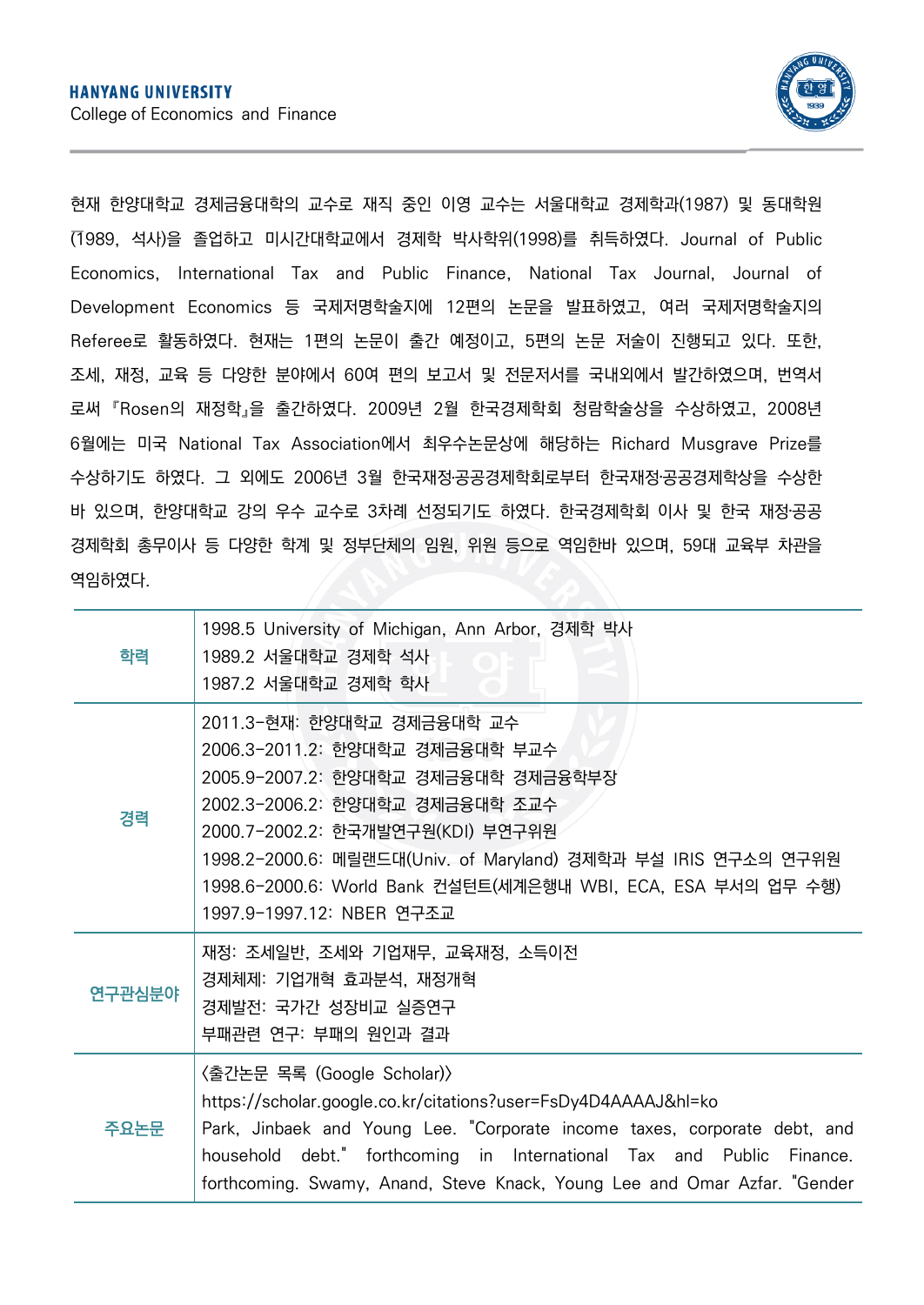HANYANG UNIVERSITY
College of Economics and Finance

현재 한양대학교 경제금융대학의 교수로 재직 중인 이영 교수는 서울대학교 경제학과(1987) 및 동대학원(1989, 석사)을 졸업하고 미시간대학교에서 경제학 박사학위(1998)를 취득하였다. Journal of Public Economics, International Tax and Public Finance, National Tax Journal, Journal of Development Economics 등 국제저명학술지에 12편의 논문을 발표하였고, 여러 국제저명학술지의 Referee로 활동하였다. 현재는 1편의 논문이 출간 예정이고, 5편의 논문 저술이 진행되고 있다. 또한, 조세, 재정, 교육 등 다양한 분야에서 60여 편의 보고서 및 전문저서를 국내외에서 발간하였으며, 번역서로써 『Rosen의 재정학』을 출간하였다. 2009년 2월 한국경제학회 청람학술상을 수상하였고, 2008년 6월에는 미국 National Tax Association에서 최우수논문상에 해당하는 Richard Musgrave Prize를 수상하기도 하였다. 그 외에도 2006년 3월 한국재정·공공경제학회로부터 한국재정·공공경제학상을 수상한 바 있으며, 한양대학교 강의 우수 교수로 3차례 선정되기도 하였다. 한국경제학회 이사 및 한국 재정·공공경제학회 총무이사 등 다양한 학계 및 정부단체의 임원, 위원 등으로 역임한바 있으며, 59대 교육부 차관을 역임하였다.

| | |
|---|---|
| 학력 | 1998.5 University of Michigan, Ann Arbor, 경제학 박사<br>1989.2 서울대학교 경제학 석사<br>1987.2 서울대학교 경제학 학사 |
| 경력 | 2011.3-현재: 한양대학교 경제금융대학 교수<br>2006.3-2011.2: 한양대학교 경제금융대학 부교수<br>2005.9-2007.2: 한양대학교 경제금융대학 경제금융학부장<br>2002.3-2006.2: 한양대학교 경제금융대학 조교수<br>2000.7-2002.2: 한국개발연구원(KDI) 부연구위원<br>1998.2-2000.6: 메릴랜드대(Univ. of Maryland) 경제학과 부설 IRIS 연구소의 연구위원<br>1998.6-2000.6: World Bank 컨설턴트(세계은행내 WBI, ECA, ESA 부서의 업무 수행)<br>1997.9-1997.12: NBER 연구조교 |
| 연구관심분야 | 재정: 조세일반, 조세와 기업재무, 교육재정, 소득이전<br>경제체제: 기업개혁 효과분석, 재정개혁<br>경제발전: 국가간 성장비교 실증연구<br>부패관련 연구: 부패의 원인과 결과 |
| 주요논문 | <출간논문 목록 (Google Scholar)><br>https://scholar.google.co.kr/citations?user=FsDy4D4AAAAJ&hl=ko<br>Park, Jinbaek and Young Lee. "Corporate income taxes, corporate debt, and household debt." forthcoming in International Tax and Public Finance. forthcoming. Swamy, Anand, Steve Knack, Young Lee and Omar Azfar. "Gender |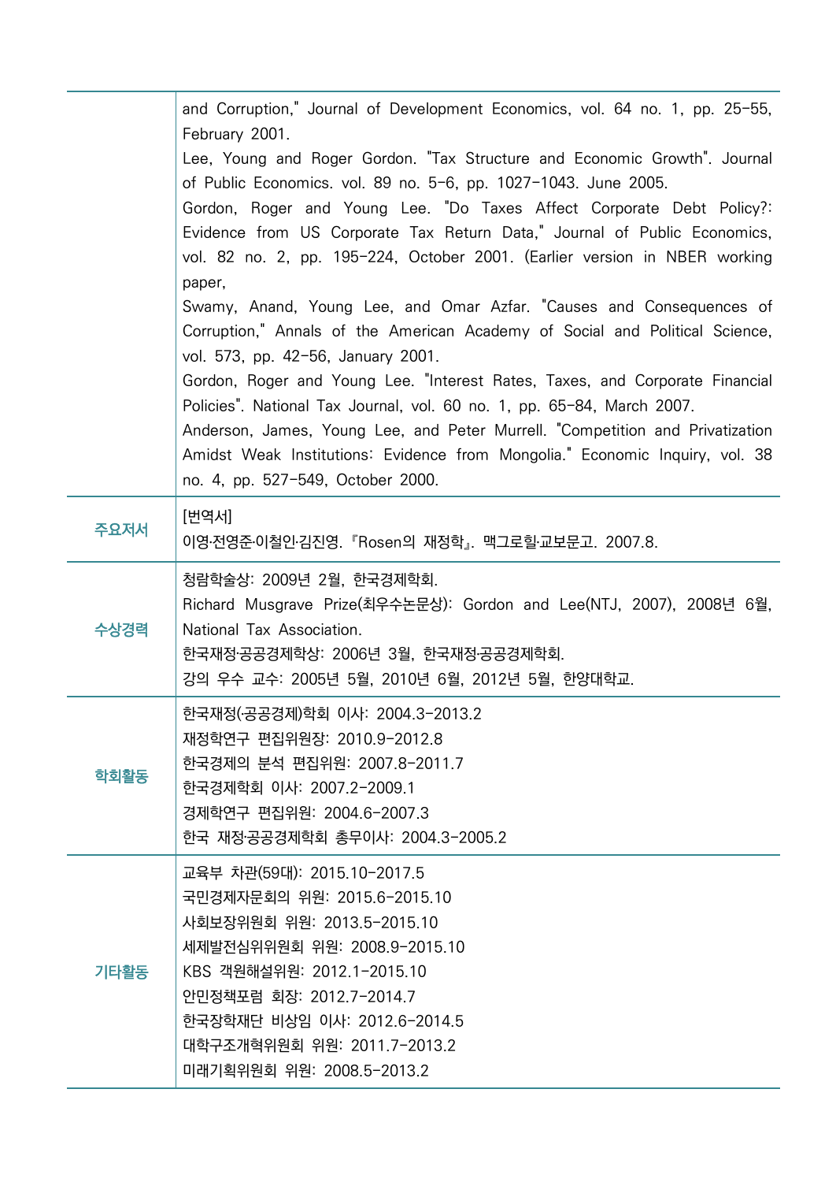| | |
|---|---|
| | and Corruption," Journal of Development Economics, vol. 64 no. 1, pp. 25-55, February 2001.<br>Lee, Young and Roger Gordon. "Tax Structure and Economic Growth". Journal of Public Economics. vol. 89 no. 5-6, pp. 1027-1043. June 2005.<br>Gordon, Roger and Young Lee. "Do Taxes Affect Corporate Debt Policy?: Evidence from US Corporate Tax Return Data," Journal of Public Economics, vol. 82 no. 2, pp. 195-224, October 2001. (Earlier version in NBER working paper,<br>Swamy, Anand, Young Lee, and Omar Azfar. "Causes and Consequences of Corruption," Annals of the American Academy of Social and Political Science, vol. 573, pp. 42-56, January 2001.<br>Gordon, Roger and Young Lee. "Interest Rates, Taxes, and Corporate Financial Policies". National Tax Journal, vol. 60 no. 1, pp. 65-84, March 2007.<br>Anderson, James, Young Lee, and Peter Murrell. "Competition and Privatization Amidst Weak Institutions: Evidence from Mongolia." Economic Inquiry, vol. 38 no. 4, pp. 527-549, October 2000. |
| 주요저서 | [번역서]<br>이영·전영준·이철인·김진영. 『Rosen의 재정학』. 맥그로힐·교보문고. 2007.8. |
| 수상경력 | 청람학술상: 2009년 2월, 한국경제학회.<br>Richard Musgrave Prize(최우수논문상): Gordon and Lee(NTJ, 2007), 2008년 6월, National Tax Association.<br>한국재정·공공경제학상: 2006년 3월, 한국재정·공공경제학회.<br>강의 우수 교수: 2005년 5월, 2010년 6월, 2012년 5월, 한양대학교. |
| 학회활동 | 한국재정(공공경제)학회 이사: 2004.3-2013.2<br>재정학연구 편집위원장: 2010.9-2012.8<br>한국경제의 분석 편집위원: 2007.8-2011.7<br>한국경제학회 이사: 2007.2-2009.1<br>경제학연구 편집위원: 2004.6-2007.3<br>한국 재정·공공경제학회 총무이사: 2004.3-2005.2 |
| 기타활동 | 교육부 차관(59대): 2015.10-2017.5<br>국민경제자문회의 위원: 2015.6-2015.10<br>사회보장위원회 위원: 2013.5-2015.10<br>세제발전심위위원회 위원: 2008.9-2015.10<br>KBS 객원해설위원: 2012.1-2015.10<br>안민정책포럼 회장: 2012.7-2014.7<br>한국장학재단 비상임 이사: 2012.6-2014.5<br>대학구조개혁위원회 위원: 2011.7-2013.2<br>미래기획위원회 위원: 2008.5-2013.2 |